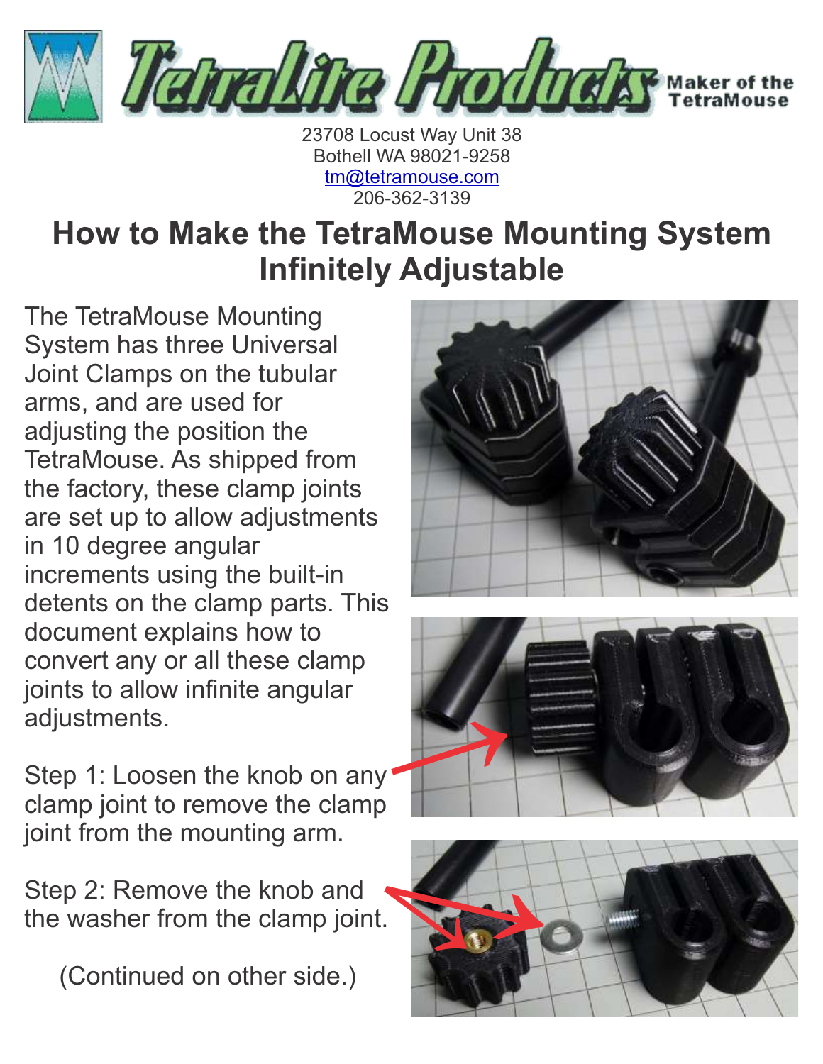Tetralite Products — Maker of the TetraMouse

23708 Locust Way Unit 38
Bothell WA 98021-9258
tm@tetramouse.com
206-362-3139

# How to Make the TetraMouse Mounting System Infinitely Adjustable

The TetraMouse Mounting System has three Universal Joint Clamps on the tubular arms, and are used for adjusting the position the TetraMouse. As shipped from the factory, these clamp joints are set up to allow adjustments in 10 degree angular increments using the built-in detents on the clamp parts. This document explains how to convert any or all these clamp joints to allow infinite angular adjustments.

Step 1: Loosen the knob on any clamp joint to remove the clamp joint from the mounting arm.

Step 2: Remove the knob and the washer from the clamp joint.

(Continued on other side.)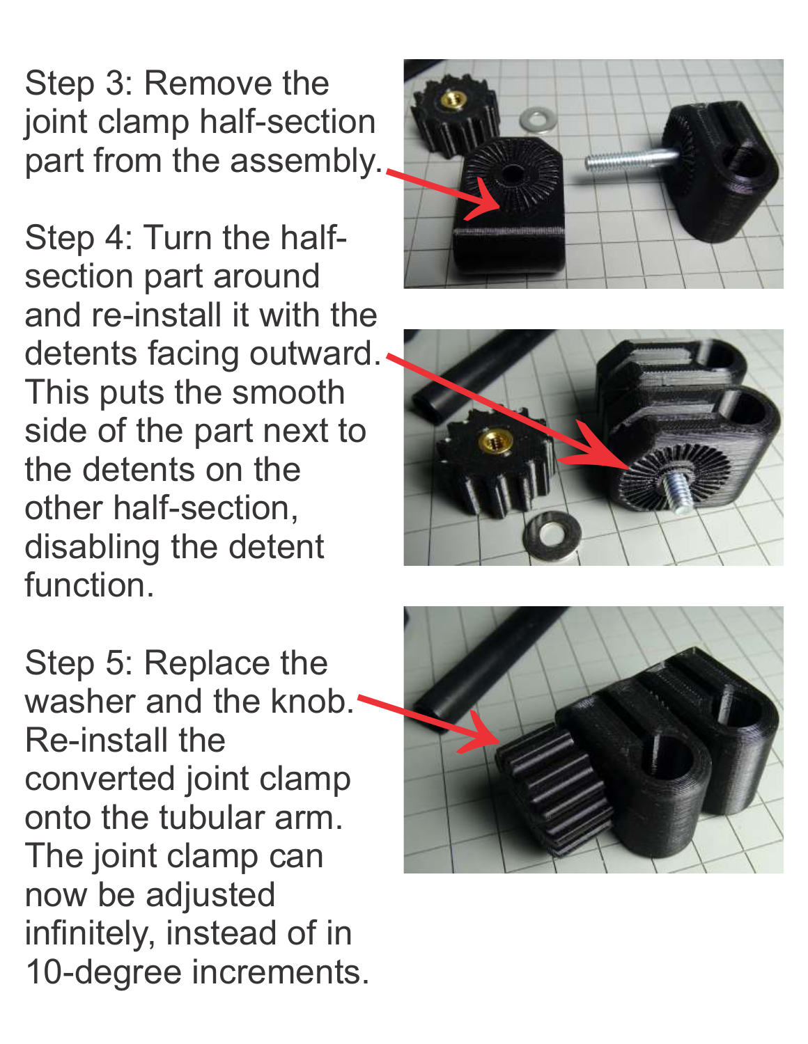Step 3: Remove the joint clamp half-section part from the assembly.

Step 4: Turn the half-section part around and re-install it with the detents facing outward. This puts the smooth side of the part next to the detents on the other half-section, disabling the detent function.

Step 5: Replace the washer and the knob. Re-install the converted joint clamp onto the tubular arm. The joint clamp can now be adjusted infinitely, instead of in 10-degree increments.